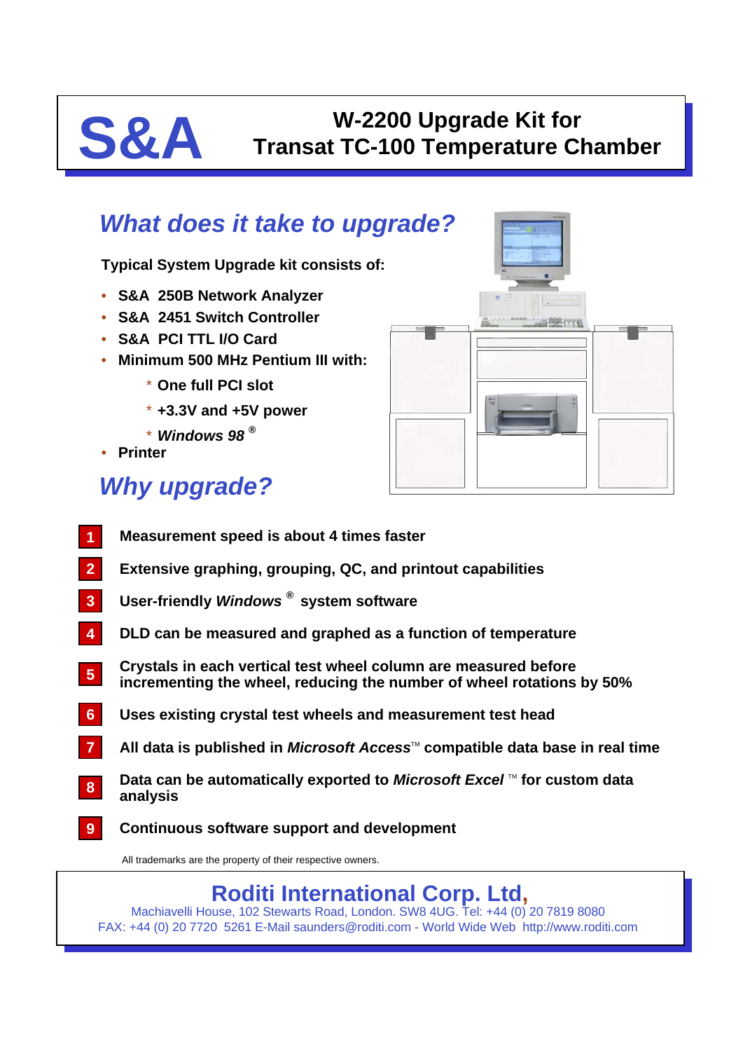# S&A

## W-2200 Upgrade Kit for Transat TC-100 Temperature Chamber

## *What does it take to upgrade?*

**Typical System Upgrade kit consists of:**

- **S&A 250B Network Analyzer**
- **S&A 2451 Switch Controller**
- **S&A PCI TTL I/O Card**
- **Minimum 500 MHz Pentium III with:**
  - * **One full PCI slot**
  - * **+3.3V and +5V power**
  - * ***Windows 98*** ®
- **Printer**

## *Why upgrade?*

1. **Measurement speed is about 4 times faster**
2. **Extensive graphing, grouping, QC, and printout capabilities**
3. **User-friendly *Windows*® system software**
4. **DLD can be measured and graphed as a function of temperature**
5. **Crystals in each vertical test wheel column are measured before incrementing the wheel, reducing the number of wheel rotations by 50%**
6. **Uses existing crystal test wheels and measurement test head**
7. **All data is published in *Microsoft Access*™ compatible data base in real time**
8. **Data can be automatically exported to *Microsoft Excel*™ for custom data analysis**
9. **Continuous software support and development**

All trademarks are the property of their respective owners.

**Roditi International Corp. Ltd,**
Machiavelli House, 102 Stewarts Road, London. SW8 4UG. Tel: +44 (0) 20 7819 8080
FAX: +44 (0) 20 7720 5261 E-Mail saunders@roditi.com - World Wide Web http://www.roditi.com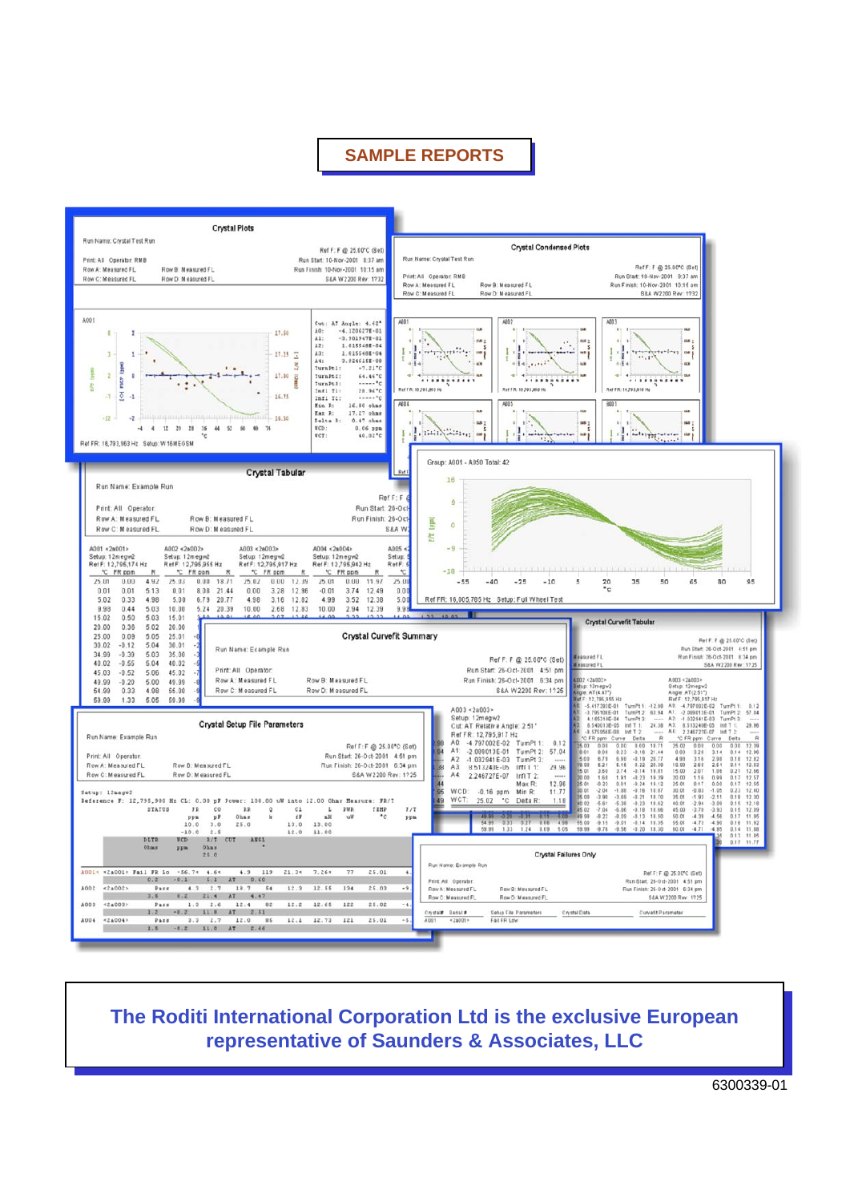# SAMPLE REPORTS

Crystal Plots

Crystal Condensed Plots

Crystal Tabular

Crystal Curvefit Summary

Crystal Curvefit Tabular

Crystal Setup File Parameters

Crystal Failures Only

**The Roditi International Corporation Ltd is the exclusive European representative of Saunders & Associates, LLC**

6300339-01